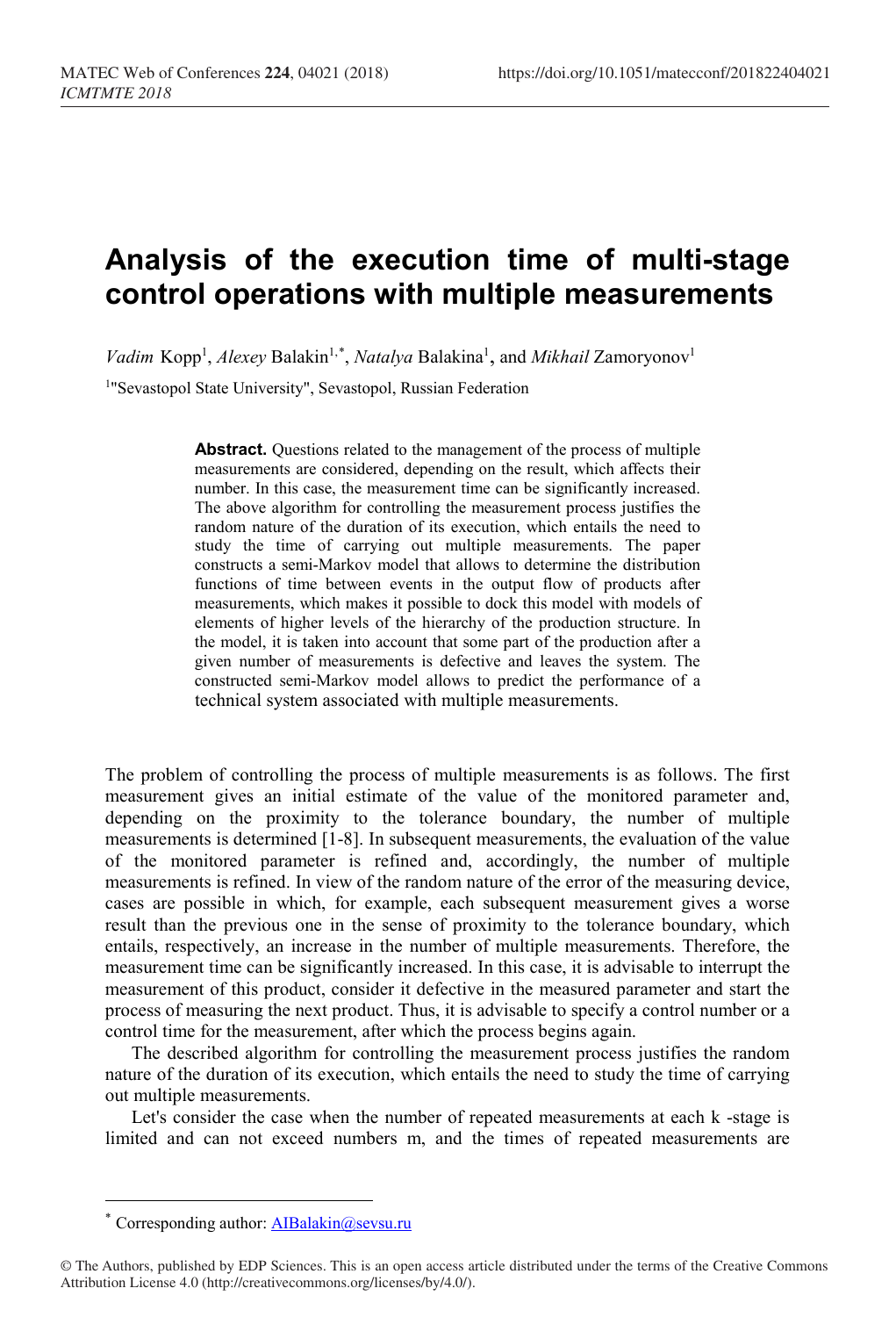# Analysis of the execution time of multi-stage control operations with multiple measurements

*Vadim* Kopp[1], *Alexey* Balakin[1,*], *Natalya* Balakina[1], and *Mikhail* Zamoryonov[1]

[1]"Sevastopol State University", Sevastopol, Russian Federation

> **Abstract.** Questions related to the management of the process of multiple measurements are considered, depending on the result, which affects their number. In this case, the measurement time can be significantly increased. The above algorithm for controlling the measurement process justifies the random nature of the duration of its execution, which entails the need to study the time of carrying out multiple measurements. The paper constructs a semi-Markov model that allows to determine the distribution functions of time between events in the output flow of products after measurements, which makes it possible to dock this model with models of elements of higher levels of the hierarchy of the production structure. In the model, it is taken into account that some part of the production after a given number of measurements is defective and leaves the system. The constructed semi-Markov model allows to predict the performance of a technical system associated with multiple measurements.

The problem of controlling the process of multiple measurements is as follows. The first measurement gives an initial estimate of the value of the monitored parameter and, depending on the proximity to the tolerance boundary, the number of multiple measurements is determined [1-8]. In subsequent measurements, the evaluation of the value of the monitored parameter is refined and, accordingly, the number of multiple measurements is refined. In view of the random nature of the error of the measuring device, cases are possible in which, for example, each subsequent measurement gives a worse result than the previous one in the sense of proximity to the tolerance boundary, which entails, respectively, an increase in the number of multiple measurements. Therefore, the measurement time can be significantly increased. In this case, it is advisable to interrupt the measurement of this product, consider it defective in the measured parameter and start the process of measuring the next product. Thus, it is advisable to specify a control number or a control time for the measurement, after which the process begins again.

The described algorithm for controlling the measurement process justifies the random nature of the duration of its execution, which entails the need to study the time of carrying out multiple measurements.

Let's consider the case when the number of repeated measurements at each k -stage is limited and can not exceed numbers m, and the times of repeated measurements are

---

[*] Corresponding author: AIBalakin@sevsu.ru

© The Authors, published by EDP Sciences. This is an open access article distributed under the terms of the Creative Commons Attribution License 4.0 (http://creativecommons.org/licenses/by/4.0/).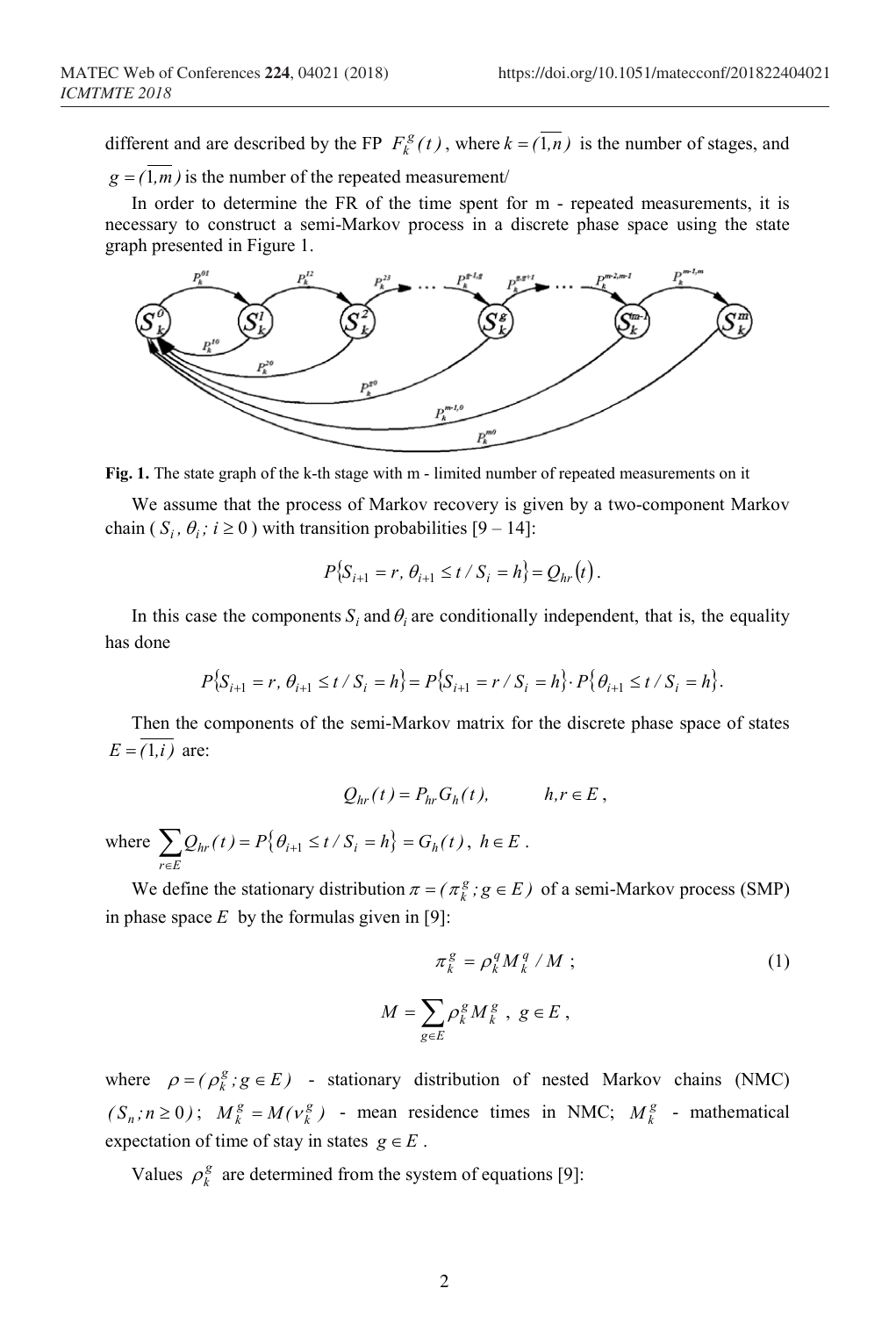different and are described by the FP $F_k^g(t)$, where $k = (\overline{1,n})$ is the number of stages, and $g = (\overline{1,m})$ is the number of the repeated measurement/

In order to determine the FR of the time spent for m - repeated measurements, it is necessary to construct a semi-Markov process in a discrete phase space using the state graph presented in Figure 1.

**Fig. 1.** The state graph of the k-th stage with m - limited number of repeated measurements on it

We assume that the process of Markov recovery is given by a two-component Markov chain ( $S_i$, $\theta_i$; $i \geq 0$ ) with transition probabilities [9 – 14]:

$$P\{S_{i+1} = r,\ \theta_{i+1} \leq t / S_i = h\} = Q_{hr}(t).$$

In this case the components $S_i$ and $\theta_i$ are conditionally independent, that is, the equality has done

$$P\{S_{i+1} = r,\ \theta_{i+1} \leq t / S_i = h\} = P\{S_{i+1} = r / S_i = h\} \cdot P\{\theta_{i+1} \leq t / S_i = h\}.$$

Then the components of the semi-Markov matrix for the discrete phase space of states $E = (\overline{1,i})$ are:

$$Q_{hr}(t) = P_{hr} G_h(t), \qquad h,r \in E,$$

where $\sum_{r \in E} Q_{hr}(t) = P\{\theta_{i+1} \leq t / S_i = h\} = G_h(t),\ h \in E$.

We define the stationary distribution $\pi = (\pi_k^g; g \in E)$ of a semi-Markov process (SMP) in phase space $E$ by the formulas given in [9]:

$$\pi_k^g = \rho_k^q M_k^q / M\ ; \tag{1}$$

$$M = \sum_{g \in E} \rho_k^g M_k^g\ ,\ g \in E\ ,$$

where $\rho = (\rho_k^g; g \in E)$ - stationary distribution of nested Markov chains (NMC) $(S_n; n \geq 0)$; $M_k^g = M(\nu_k^g)$ - mean residence times in NMC; $M_k^g$ - mathematical expectation of time of stay in states $g \in E$.

Values $\rho_k^g$ are determined from the system of equations [9]: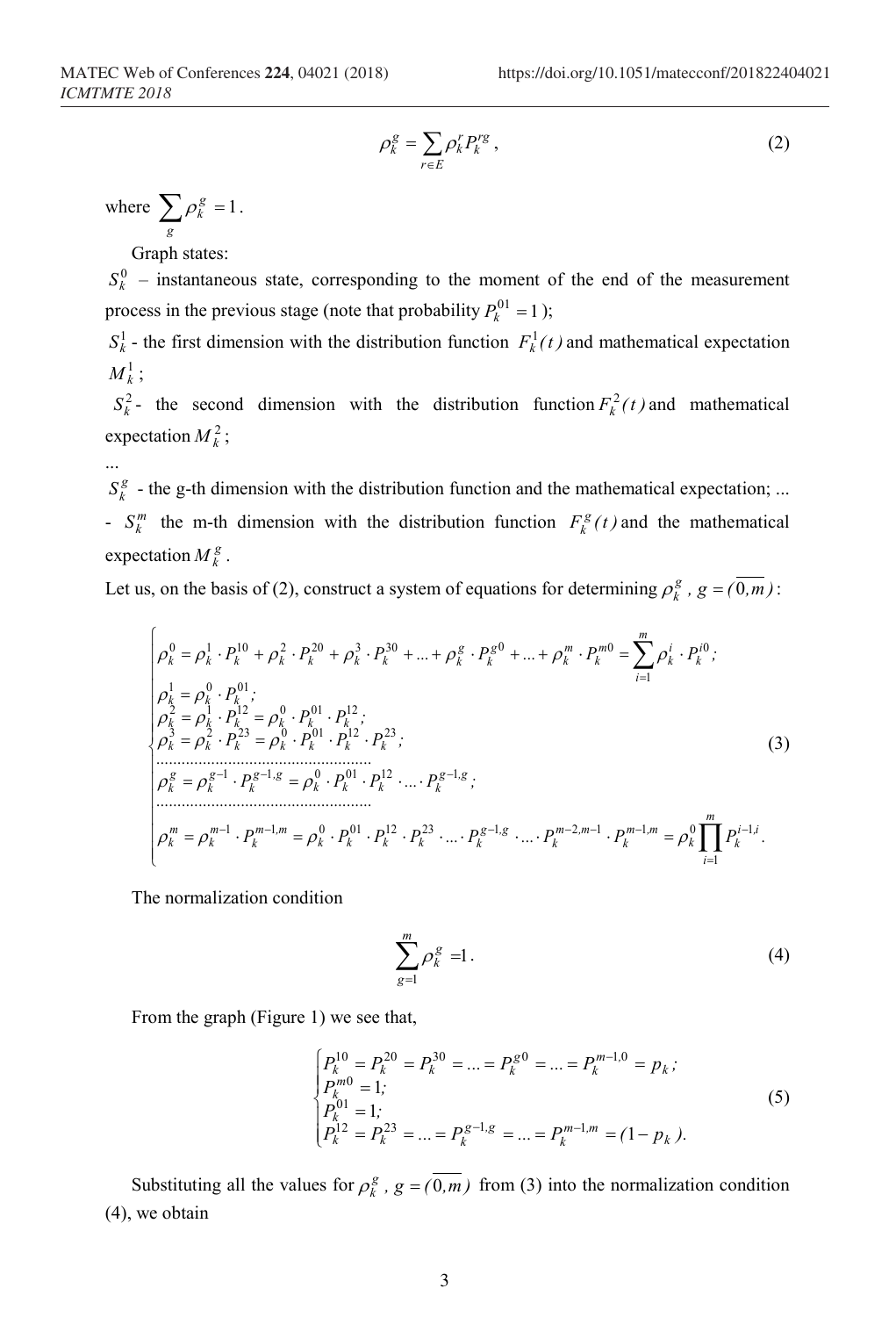$$\rho_k^g = \sum_{r \in E} \rho_k^r P_k^{rg}, \tag{2}$$

where $\sum_g \rho_k^g = 1$.

Graph states:

$S_k^0$ – instantaneous state, corresponding to the moment of the end of the measurement process in the previous stage (note that probability $P_k^{01} = 1$);

$S_k^1$ - the first dimension with the distribution function $F_k^1(t)$ and mathematical expectation $M_k^1$;

$S_k^2$ - the second dimension with the distribution function $F_k^2(t)$ and mathematical expectation $M_k^2$;

...

$S_k^g$ - the g-th dimension with the distribution function and the mathematical expectation; ... - $S_k^m$ the m-th dimension with the distribution function $F_k^g(t)$ and the mathematical expectation $M_k^g$.

Let us, on the basis of (2), construct a system of equations for determining $\rho_k^g$, $g = (\overline{0,m})$:

$$\begin{cases} \rho_k^0 = \rho_k^1 \cdot P_k^{10} + \rho_k^2 \cdot P_k^{20} + \rho_k^3 \cdot P_k^{30} + ... + \rho_k^g \cdot P_k^{g0} + ... + \rho_k^m \cdot P_k^{m0} = \sum_{i=1}^{m} \rho_k^i \cdot P_k^{i0}; \\ \rho_k^1 = \rho_k^0 \cdot P_k^{01}; \\ \rho_k^2 = \rho_k^1 \cdot P_k^{12} = \rho_k^0 \cdot P_k^{01} \cdot P_k^{12}; \\ \rho_k^3 = \rho_k^2 \cdot P_k^{23} = \rho_k^0 \cdot P_k^{01} \cdot P_k^{12} \cdot P_k^{23}; \\ \text{.................................................} \\ \rho_k^g = \rho_k^{g-1} \cdot P_k^{g-1,g} = \rho_k^0 \cdot P_k^{01} \cdot P_k^{12} \cdot ... \cdot P_k^{g-1,g}; \\ \text{.................................................} \\ \rho_k^m = \rho_k^{m-1} \cdot P_k^{m-1,m} = \rho_k^0 \cdot P_k^{01} \cdot P_k^{12} \cdot P_k^{23} \cdot ... \cdot P_k^{g-1,g} \cdot ... \cdot P_k^{m-2,m-1} \cdot P_k^{m-1,m} = \rho_k^0 \prod_{i=1}^{m} P_k^{i-1,i}. \end{cases} \tag{3}$$

The normalization condition

$$\sum_{g=1}^{m} \rho_k^g = 1. \tag{4}$$

From the graph (Figure 1) we see that,

$$\begin{cases} P_k^{10} = P_k^{20} = P_k^{30} = ... = P_k^{g0} = ... = P_k^{m-1,0} = p_k; \\ P_k^{m0} = 1; \\ P_k^{01} = 1; \\ P_k^{12} = P_k^{23} = ... = P_k^{g-1,g} = ... = P_k^{m-1,m} = (1 - p_k). \end{cases} \tag{5}$$

Substituting all the values for $\rho_k^g$, $g = (\overline{0,m})$ from (3) into the normalization condition (4), we obtain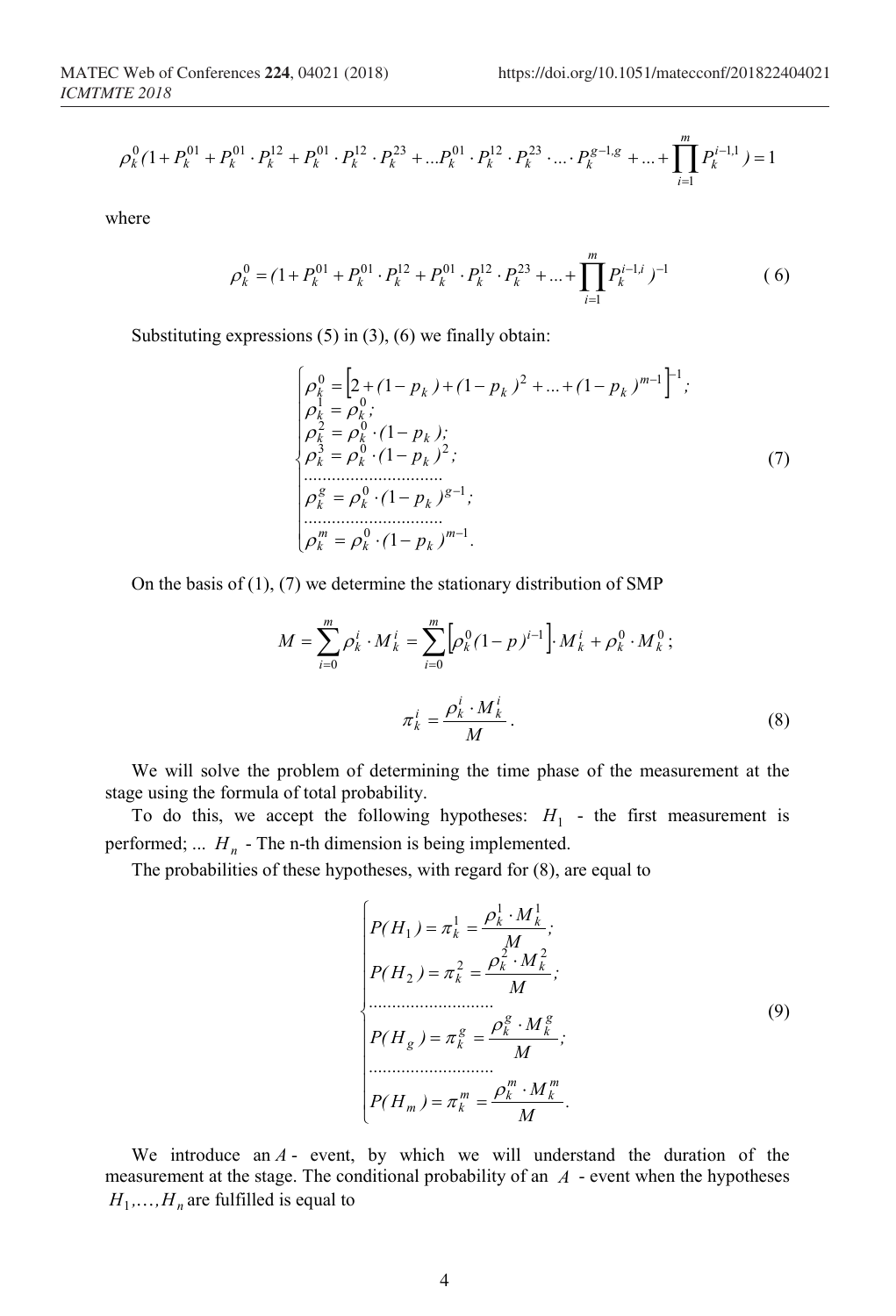$$\rho_k^0 (1 + P_k^{01} + P_k^{01} \cdot P_k^{12} + P_k^{01} \cdot P_k^{12} \cdot P_k^{23} + ... P_k^{01} \cdot P_k^{12} \cdot P_k^{23} \cdot ... \cdot P_k^{g-1,g} + ... + \prod_{i=1}^{m} P_k^{i-1,1} ) = 1$$

where

$$\rho_k^0 = (1 + P_k^{01} + P_k^{01} \cdot P_k^{12} + P_k^{01} \cdot P_k^{12} \cdot P_k^{23} + ... + \prod_{i=1}^{m} P_k^{i-1,i} )^{-1} \tag{6}$$

Substituting expressions (5) in (3), (6) we finally obtain:

$$\begin{cases} \rho_k^0 = \left[2 + (1 - p_k) + (1 - p_k)^2 + ... + (1 - p_k)^{m-1}\right]^{-1}; \\ \rho_k^1 = \rho_k^0; \\ \rho_k^2 = \rho_k^0 \cdot (1 - p_k); \\ \rho_k^3 = \rho_k^0 \cdot (1 - p_k)^2; \\ .............................. \\ \rho_k^g = \rho_k^0 \cdot (1 - p_k)^{g-1}; \\ .............................. \\ \rho_k^m = \rho_k^0 \cdot (1 - p_k)^{m-1}. \end{cases} \tag{7}$$

On the basis of (1), (7) we determine the stationary distribution of SMP

$$M = \sum_{i=0}^{m} \rho_k^i \cdot M_k^i = \sum_{i=0}^{m} \left[\rho_k^0 (1 - p)^{i-1}\right] \cdot M_k^i + \rho_k^0 \cdot M_k^0;$$

$$\pi_k^i = \frac{\rho_k^i \cdot M_k^i}{M}. \tag{8}$$

We will solve the problem of determining the time phase of the measurement at the stage using the formula of total probability.

To do this, we accept the following hypotheses: $H_1$ - the first measurement is performed; ... $H_n$ - The n-th dimension is being implemented.

The probabilities of these hypotheses, with regard for (8), are equal to

$$\begin{cases} P(H_1) = \pi_k^1 = \dfrac{\rho_k^1 \cdot M_k^1}{M}; \\ P(H_2) = \pi_k^2 = \dfrac{\rho_k^2 \cdot M_k^2}{M}; \\ .......................... \\ P(H_g) = \pi_k^g = \dfrac{\rho_k^g \cdot M_k^g}{M}; \\ .......................... \\ P(H_m) = \pi_k^m = \dfrac{\rho_k^m \cdot M_k^m}{M}. \end{cases} \tag{9}$$

We introduce an $A$ - event, by which we will understand the duration of the measurement at the stage. The conditional probability of an $A$ - event when the hypotheses $H_1, \ldots, H_n$ are fulfilled is equal to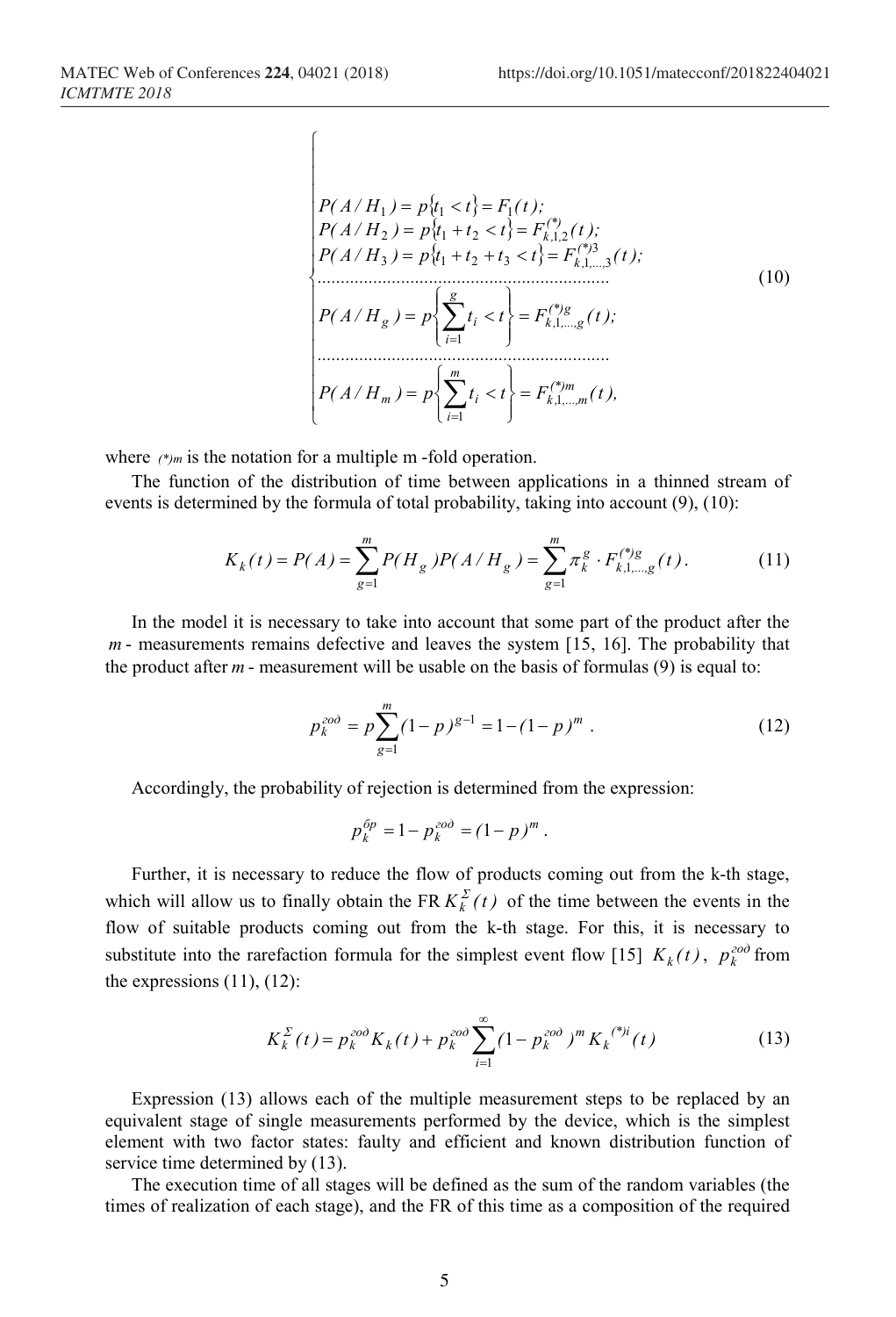$$
\begin{cases}
P(A/H_1) = p\{t_1 < t\} = F_1(t); \\
P(A/H_2) = p\{t_1 + t_2 < t\} = F_{k,1,2}^{(*)}(t); \\
P(A/H_3) = p\{t_1 + t_2 + t_3 < t\} = F_{k,1,\ldots,3}^{(*)3}(t); \\
\ldots\ldots\ldots\ldots\ldots\ldots\ldots\ldots\ldots\ldots\ldots\ldots\ldots\ldots\ldots\ldots\ldots \\
P(A/H_g) = p\left\{\sum_{i=1}^{g} t_i < t\right\} = F_{k,1,\ldots,g}^{(*)g}(t); \\
\ldots\ldots\ldots\ldots\ldots\ldots\ldots\ldots\ldots\ldots\ldots\ldots\ldots\ldots\ldots\ldots\ldots \\
P(A/H_m) = p\left\{\sum_{i=1}^{m} t_i < t\right\} = F_{k,1,\ldots,m}^{(*)m}(t),
\end{cases}
\tag{10}
$$

where $(*)m$ is the notation for a multiple m -fold operation.

The function of the distribution of time between applications in a thinned stream of events is determined by the formula of total probability, taking into account (9), (10):

$$
K_k(t) = P(A) = \sum_{g=1}^{m} P(H_g)P(A/H_g) = \sum_{g=1}^{m} \pi_k^g \cdot F_{k,1,\ldots,g}^{(*)g}(t). \tag{11}
$$

In the model it is necessary to take into account that some part of the product after the $m$ - measurements remains defective and leaves the system [15, 16]. The probability that the product after $m$ - measurement will be usable on the basis of formulas (9) is equal to:

$$
p_k^{\text{год}} = p\sum_{g=1}^{m}(1-p)^{g-1} = 1-(1-p)^m . \tag{12}
$$

Accordingly, the probability of rejection is determined from the expression:

$$
p_k^{\text{бр}} = 1 - p_k^{\text{год}} = (1-p)^m .
$$

Further, it is necessary to reduce the flow of products coming out from the k-th stage, which will allow us to finally obtain the FR $K_k^{\Sigma}(t)$ of the time between the events in the flow of suitable products coming out from the k-th stage. For this, it is necessary to substitute into the rarefaction formula for the simplest event flow [15] $K_k(t)$, $p_k^{\text{год}}$ from the expressions (11), (12):

$$
K_k^{\Sigma}(t) = p_k^{\text{год}} K_k(t) + p_k^{\text{год}} \sum_{i=1}^{\infty}(1-p_k^{\text{год}})^m K_k^{(*)i}(t) \tag{13}
$$

Expression (13) allows each of the multiple measurement steps to be replaced by an equivalent stage of single measurements performed by the device, which is the simplest element with two factor states: faulty and efficient and known distribution function of service time determined by (13).

The execution time of all stages will be defined as the sum of the random variables (the times of realization of each stage), and the FR of this time as a composition of the required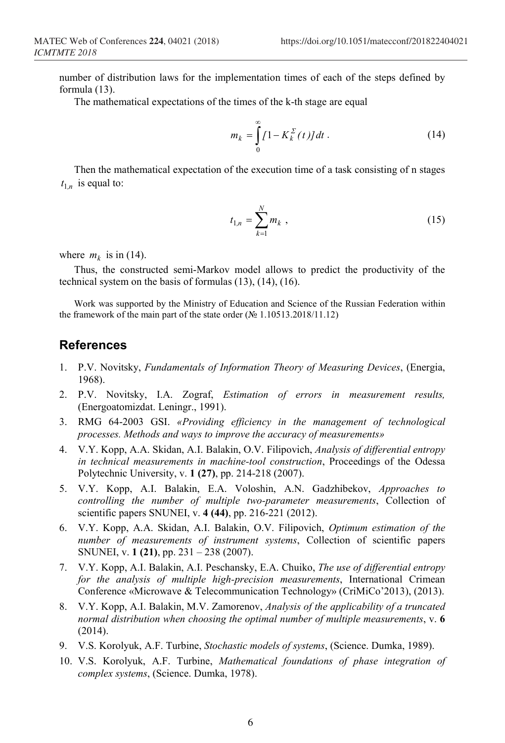number of distribution laws for the implementation times of each of the steps defined by formula (13).

The mathematical expectations of the times of the k-th stage are equal

$$m_k = \int_0^{\infty} [1 - K_k^{\Sigma}(t)]dt \,. \tag{14}$$

Then the mathematical expectation of the execution time of a task consisting of n stages $t_{1,n}$ is equal to:

$$t_{1,n} = \sum_{k=1}^{N} m_k \,, \tag{15}$$

where $m_k$ is in (14).

Thus, the constructed semi-Markov model allows to predict the productivity of the technical system on the basis of formulas (13), (14), (16).

Work was supported by the Ministry of Education and Science of the Russian Federation within the framework of the main part of the state order (№ 1.10513.2018/11.12)

## References

1. P.V. Novitsky, *Fundamentals of Information Theory of Measuring Devices*, (Energia, 1968).
2. P.V. Novitsky, I.A. Zograf, *Estimation of errors in measurement results,* (Energoatomizdat. Leningr., 1991).
3. RMG 64-2003 GSI. *«Providing efficiency in the management of technological processes. Methods and ways to improve the accuracy of measurements»*
4. V.Y. Kopp, A.A. Skidan, A.I. Balakin, O.V. Filipovich, *Analysis of differential entropy in technical measurements in machine-tool construction*, Proceedings of the Odessa Polytechnic University, v. **1 (27)**, pp. 214-218 (2007).
5. V.Y. Kopp, A.I. Balakin, E.A. Voloshin, A.N. Gadzhibekov, *Approaches to controlling the number of multiple two-parameter measurements*, Collection of scientific papers SNUNEI, v. **4 (44)**, pp. 216-221 (2012).
6. V.Y. Kopp, A.A. Skidan, A.I. Balakin, O.V. Filipovich, *Optimum estimation of the number of measurements of instrument systems*, Collection of scientific papers SNUNEI, v. **1 (21)**, pp. 231 – 238 (2007).
7. V.Y. Kopp, A.I. Balakin, A.I. Peschansky, E.A. Chuiko, *The use of differential entropy for the analysis of multiple high-precision measurements*, International Crimean Conference «Microwave & Telecommunication Technology» (CriMiCo'2013), (2013).
8. V.Y. Kopp, A.I. Balakin, M.V. Zamorenov, *Analysis of the applicability of a truncated normal distribution when choosing the optimal number of multiple measurements*, v. **6** (2014).
9. V.S. Korolyuk, A.F. Turbine, *Stochastic models of systems*, (Science. Dumka, 1989).
10. V.S. Korolyuk, A.F. Turbine, *Mathematical foundations of phase integration of complex systems*, (Science. Dumka, 1978).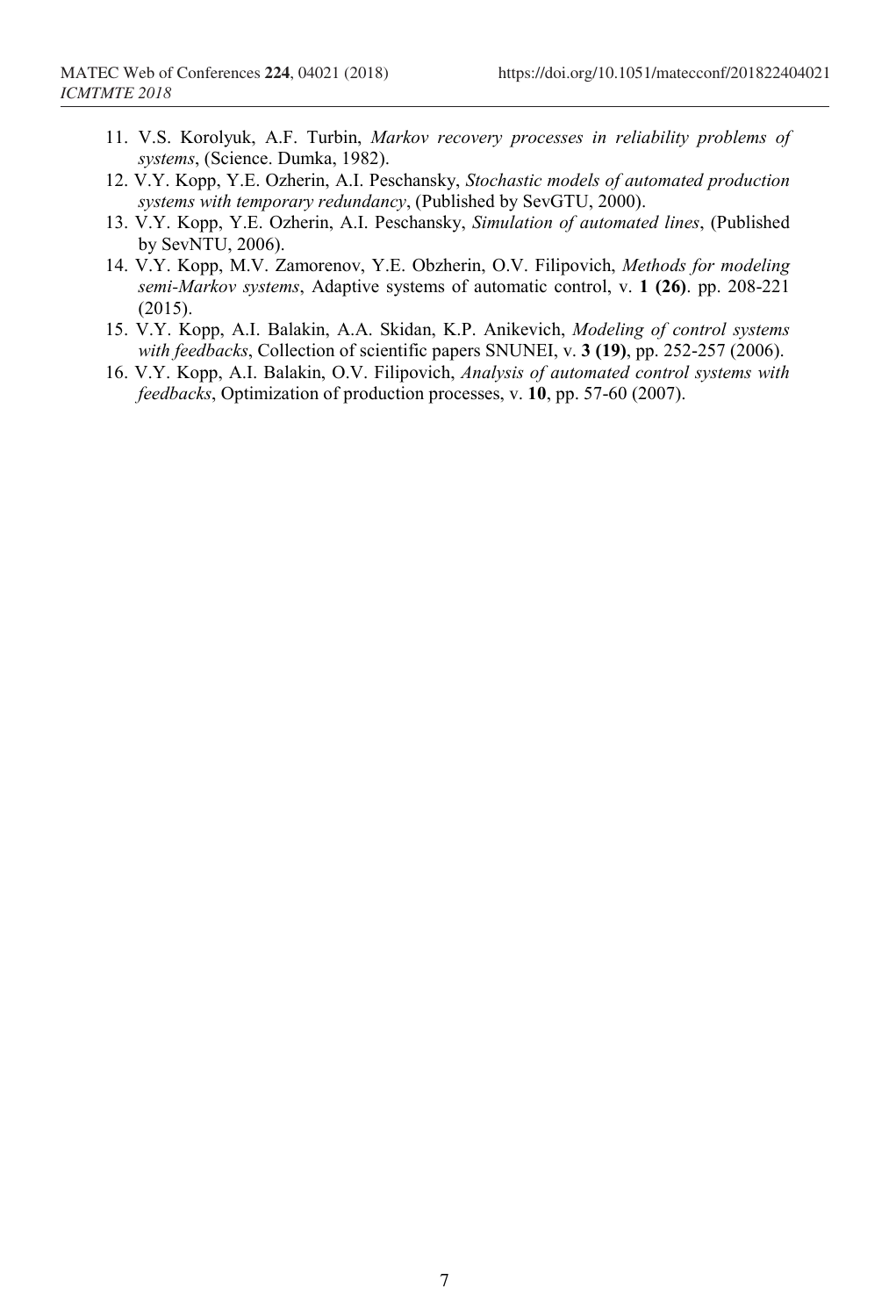11. V.S. Korolyuk, A.F. Turbin, *Markov recovery processes in reliability problems of systems*, (Science. Dumka, 1982).
12. V.Y. Kopp, Y.E. Ozherin, A.I. Peschansky, *Stochastic models of automated production systems with temporary redundancy*, (Published by SevGTU, 2000).
13. V.Y. Kopp, Y.E. Ozherin, A.I. Peschansky, *Simulation of automated lines*, (Published by SevNTU, 2006).
14. V.Y. Kopp, M.V. Zamorenov, Y.E. Obzherin, O.V. Filipovich, *Methods for modeling semi-Markov systems*, Adaptive systems of automatic control, v. **1 (26)**. pp. 208-221 (2015).
15. V.Y. Kopp, A.I. Balakin, A.A. Skidan, K.P. Anikevich, *Modeling of control systems with feedbacks*, Collection of scientific papers SNUNEI, v. **3 (19)**, pp. 252-257 (2006).
16. V.Y. Kopp, A.I. Balakin, O.V. Filipovich, *Analysis of automated control systems with feedbacks*, Optimization of production processes, v. **10**, pp. 57-60 (2007).